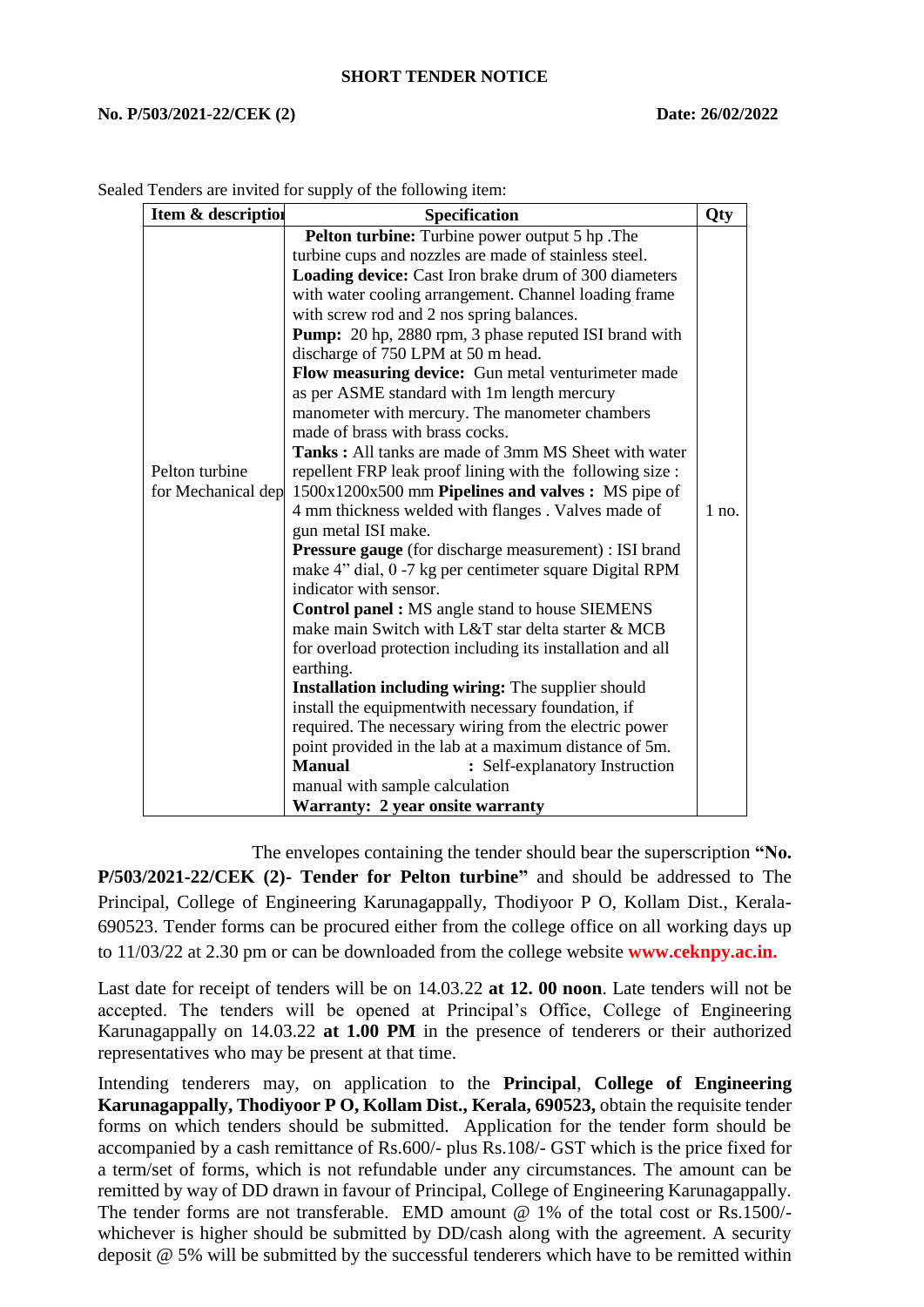## SHORT TENDER NOTICE

**No. P/503/2021-22/CEK (2)** **Date: 26/02/2022**

Sealed Tenders are invited for supply of the following item:

| Item & description | Specification | Qty |
|---|---|---|
| Pelton turbine for Mechanical dep | **Pelton turbine:** Turbine power output 5 hp .The turbine cups and nozzles are made of stainless steel. **Loading device:** Cast Iron brake drum of 300 diameters with water cooling arrangement. Channel loading frame with screw rod and 2 nos spring balances. **Pump:** 20 hp, 2880 rpm, 3 phase reputed ISI brand with discharge of 750 LPM at 50 m head. **Flow measuring device:** Gun metal venturimeter made as per ASME standard with 1m length mercury manometer with mercury. The manometer chambers made of brass with brass cocks. **Tanks :** All tanks are made of 3mm MS Sheet with water repellent FRP leak proof lining with the following size : 1500x1200x500 mm **Pipelines and valves :** MS pipe of 4 mm thickness welded with flanges . Valves made of gun metal ISI make. **Pressure gauge** (for discharge measurement) : ISI brand make 4" dial, 0 -7 kg per centimeter square Digital RPM indicator with sensor. **Control panel :** MS angle stand to house SIEMENS make main Switch with L&T star delta starter & MCB for overload protection including its installation and all earthing. **Installation including wiring:** The supplier should install the equipmentwith necessary foundation, if required. The necessary wiring from the electric power point provided in the lab at a maximum distance of 5m. **Manual** : Self-explanatory Instruction manual with sample calculation **Warranty: 2 year onsite warranty** | 1 no. |

The envelopes containing the tender should bear the superscription **"No. P/503/2021-22/CEK (2)- Tender for Pelton turbine"** and should be addressed to The Principal, College of Engineering Karunagappally, Thodiyoor P O, Kollam Dist., Kerala-690523. Tender forms can be procured either from the college office on all working days up to 11/03/22 at 2.30 pm or can be downloaded from the college website **www.ceknpy.ac.in.**

Last date for receipt of tenders will be on 14.03.22 **at 12. 00 noon**. Late tenders will not be accepted. The tenders will be opened at Principal's Office, College of Engineering Karunagappally on 14.03.22 **at 1.00 PM** in the presence of tenderers or their authorized representatives who may be present at that time.

Intending tenderers may, on application to the **Principal**, **College of Engineering Karunagappally, Thodiyoor P O, Kollam Dist., Kerala, 690523,** obtain the requisite tender forms on which tenders should be submitted. Application for the tender form should be accompanied by a cash remittance of Rs.600/- plus Rs.108/- GST which is the price fixed for a term/set of forms, which is not refundable under any circumstances. The amount can be remitted by way of DD drawn in favour of Principal, College of Engineering Karunagappally. The tender forms are not transferable. EMD amount @ 1% of the total cost or Rs.1500/- whichever is higher should be submitted by DD/cash along with the agreement. A security deposit @ 5% will be submitted by the successful tenderers which have to be remitted within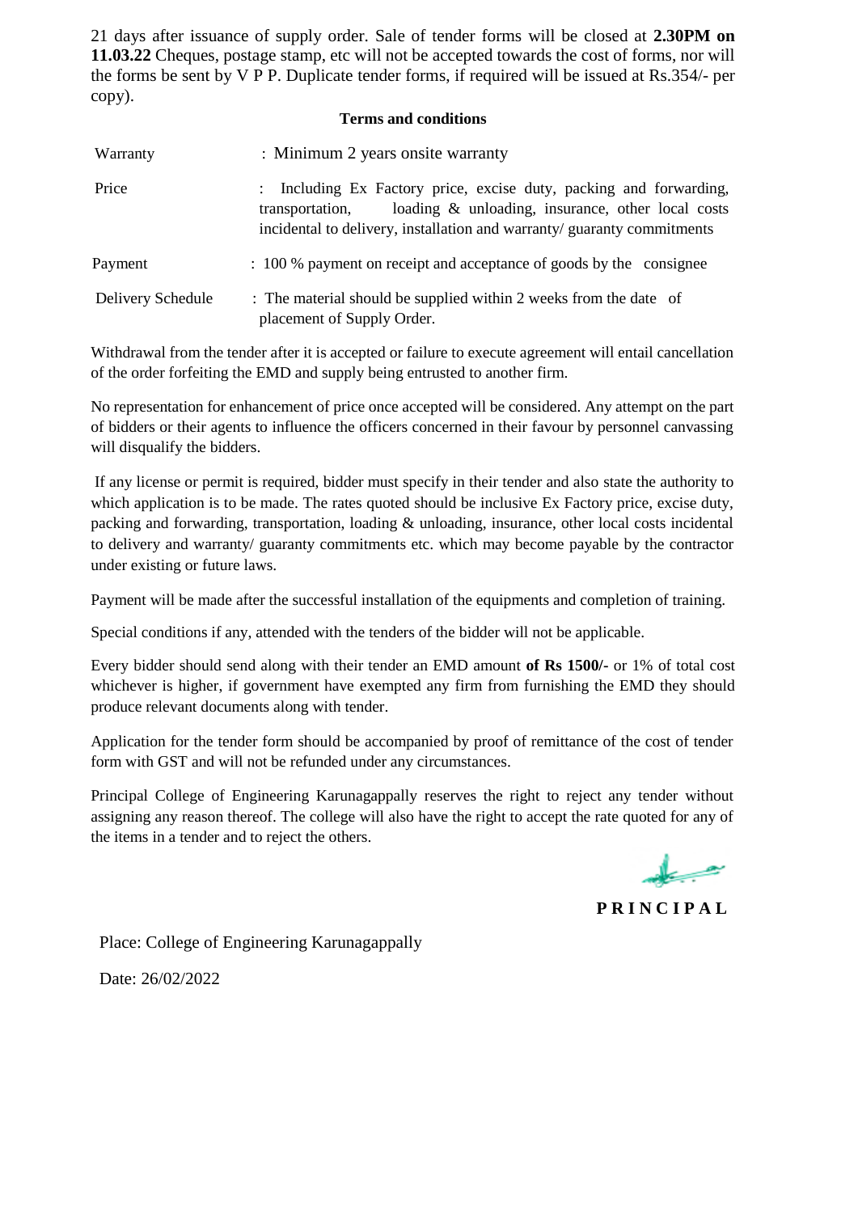21 days after issuance of supply order. Sale of tender forms will be closed at **2.30PM on 11.03.22** Cheques, postage stamp, etc will not be accepted towards the cost of forms, nor will the forms be sent by V P P. Duplicate tender forms, if required will be issued at Rs.354/- per copy).

**Terms and conditions**

| | |
|---|---|
| Warranty | : Minimum 2 years onsite warranty |
| Price | : Including Ex Factory price, excise duty, packing and forwarding, transportation, loading & unloading, insurance, other local costs incidental to delivery, installation and warranty/ guaranty commitments |
| Payment | : 100 % payment on receipt and acceptance of goods by the consignee |
| Delivery Schedule | : The material should be supplied within 2 weeks from the date of placement of Supply Order. |

Withdrawal from the tender after it is accepted or failure to execute agreement will entail cancellation of the order forfeiting the EMD and supply being entrusted to another firm.

No representation for enhancement of price once accepted will be considered. Any attempt on the part of bidders or their agents to influence the officers concerned in their favour by personnel canvassing will disqualify the bidders.

If any license or permit is required, bidder must specify in their tender and also state the authority to which application is to be made. The rates quoted should be inclusive Ex Factory price, excise duty, packing and forwarding, transportation, loading & unloading, insurance, other local costs incidental to delivery and warranty/ guaranty commitments etc. which may become payable by the contractor under existing or future laws.

Payment will be made after the successful installation of the equipments and completion of training.

Special conditions if any, attended with the tenders of the bidder will not be applicable.

Every bidder should send along with their tender an EMD amount **of Rs 1500/-** or 1% of total cost whichever is higher, if government have exempted any firm from furnishing the EMD they should produce relevant documents along with tender.

Application for the tender form should be accompanied by proof of remittance of the cost of tender form with GST and will not be refunded under any circumstances.

Principal College of Engineering Karunagappally reserves the right to reject any tender without assigning any reason thereof. The college will also have the right to accept the rate quoted for any of the items in a tender and to reject the others.

**PRINCIPAL**

Place: College of Engineering Karunagappally

Date: 26/02/2022